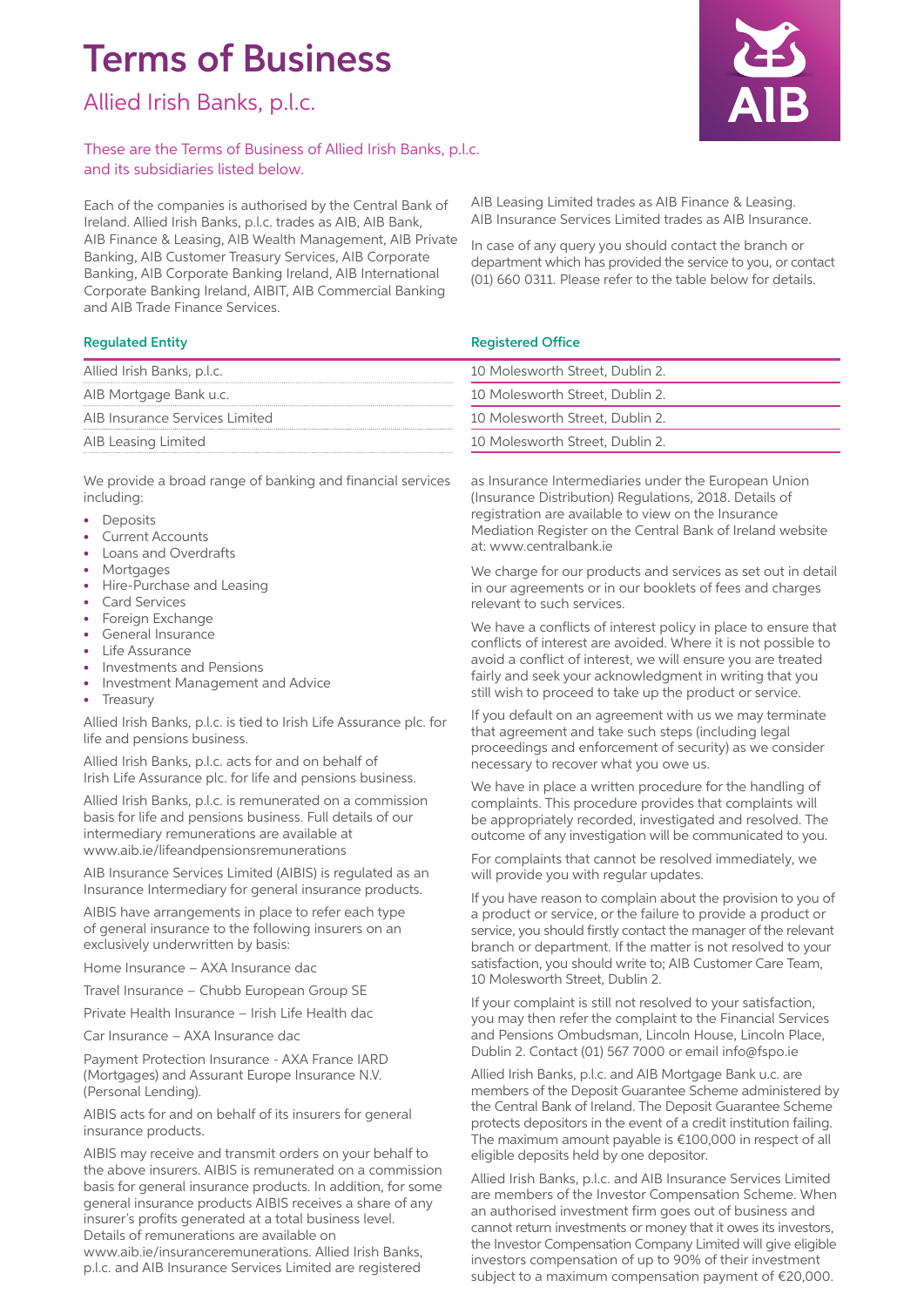# Terms of Business

## Allied Irish Banks, p.l.c.

These are the Terms of Business of Allied Irish Banks, p.l.c. and its subsidiaries listed below.

Each of the companies is authorised by the Central Bank of Ireland. Allied Irish Banks, p.l.c. trades as AIB, AIB Bank, AIB Finance & Leasing, AIB Wealth Management, AIB Private Banking, AIB Customer Treasury Services, AIB Corporate Banking, AIB Corporate Banking Ireland, AIB International Corporate Banking Ireland, AIBIT, AIB Commercial Banking and AIB Trade Finance Services.

AIB Leasing Limited trades as AIB Finance & Leasing. AIB Insurance Services Limited trades as AIB Insurance.

In case of any query you should contact the branch or department which has provided the service to you, or contact (01) 660 0311. Please refer to the table below for details.

| Regulated Entity | Registered Office |
|---|---|
| Allied Irish Banks, p.l.c. | 10 Molesworth Street, Dublin 2. |
| AIB Mortgage Bank u.c. | 10 Molesworth Street, Dublin 2. |
| AIB Insurance Services Limited | 10 Molesworth Street, Dublin 2. |
| AIB Leasing Limited | 10 Molesworth Street, Dublin 2. |

We provide a broad range of banking and financial services including:

- Deposits
- Current Accounts
- Loans and Overdrafts
- Mortgages
- Hire-Purchase and Leasing
- Card Services
- Foreign Exchange
- General Insurance
- Life Assurance
- Investments and Pensions
- Investment Management and Advice
- Treasury

Allied Irish Banks, p.l.c. is tied to Irish Life Assurance plc. for life and pensions business.

Allied Irish Banks, p.l.c. acts for and on behalf of Irish Life Assurance plc. for life and pensions business.

Allied Irish Banks, p.l.c. is remunerated on a commission basis for life and pensions business. Full details of our intermediary remunerations are available at www.aib.ie/lifeandpensionsremunerations

AIB Insurance Services Limited (AIBIS) is regulated as an Insurance Intermediary for general insurance products.

AIBIS have arrangements in place to refer each type of general insurance to the following insurers on an exclusively underwritten by basis:

Home Insurance – AXA Insurance dac

Travel Insurance – Chubb European Group SE

Private Health Insurance – Irish Life Health dac

Car Insurance – AXA Insurance dac

Payment Protection Insurance - AXA France IARD (Mortgages) and Assurant Europe Insurance N.V. (Personal Lending).

AIBIS acts for and on behalf of its insurers for general insurance products.

AIBIS may receive and transmit orders on your behalf to the above insurers. AIBIS is remunerated on a commission basis for general insurance products. In addition, for some general insurance products AIBIS receives a share of any insurer's profits generated at a total business level. Details of remunerations are available on www.aib.ie/insuranceremunerations. Allied Irish Banks, p.l.c. and AIB Insurance Services Limited are registered as Insurance Intermediaries under the European Union (Insurance Distribution) Regulations, 2018. Details of registration are available to view on the Insurance Mediation Register on the Central Bank of Ireland website at: www.centralbank.ie

We charge for our products and services as set out in detail in our agreements or in our booklets of fees and charges relevant to such services.

We have a conflicts of interest policy in place to ensure that conflicts of interest are avoided. Where it is not possible to avoid a conflict of interest, we will ensure you are treated fairly and seek your acknowledgment in writing that you still wish to proceed to take up the product or service.

If you default on an agreement with us we may terminate that agreement and take such steps (including legal proceedings and enforcement of security) as we consider necessary to recover what you owe us.

We have in place a written procedure for the handling of complaints. This procedure provides that complaints will be appropriately recorded, investigated and resolved. The outcome of any investigation will be communicated to you.

For complaints that cannot be resolved immediately, we will provide you with regular updates.

If you have reason to complain about the provision to you of a product or service, or the failure to provide a product or service, you should firstly contact the manager of the relevant branch or department. If the matter is not resolved to your satisfaction, you should write to; AIB Customer Care Team, 10 Molesworth Street, Dublin 2.

If your complaint is still not resolved to your satisfaction, you may then refer the complaint to the Financial Services and Pensions Ombudsman, Lincoln House, Lincoln Place, Dublin 2. Contact (01) 567 7000 or email info@fspo.ie

Allied Irish Banks, p.l.c. and AIB Mortgage Bank u.c. are members of the Deposit Guarantee Scheme administered by the Central Bank of Ireland. The Deposit Guarantee Scheme protects depositors in the event of a credit institution failing. The maximum amount payable is €100,000 in respect of all eligible deposits held by one depositor.

Allied Irish Banks, p.l.c. and AIB Insurance Services Limited are members of the Investor Compensation Scheme. When an authorised investment firm goes out of business and cannot return investments or money that it owes its investors, the Investor Compensation Company Limited will give eligible investors compensation of up to 90% of their investment subject to a maximum compensation payment of €20,000.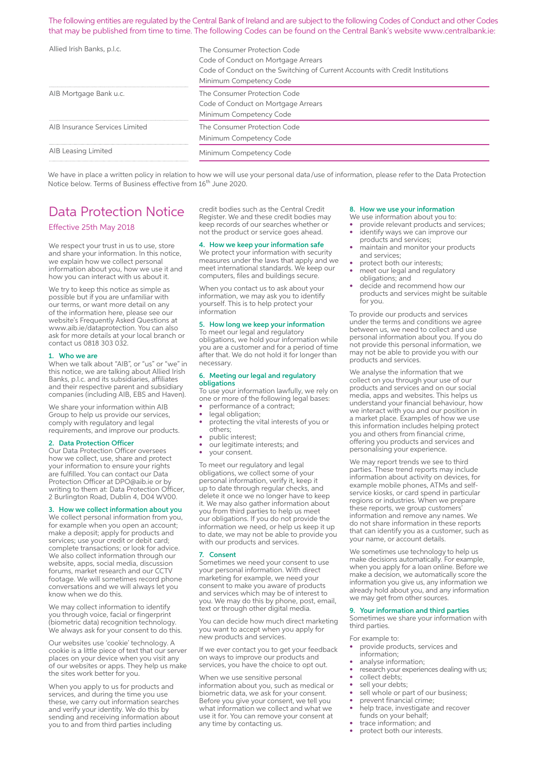The following entities are regulated by the Central Bank of Ireland and are subject to the following Codes of Conduct and other Codes that may be published from time to time. The following Codes can be found on the Central Bank's website www.centralbank.ie:

| Entity | Codes |
|---|---|
| Allied Irish Banks, p.l.c. | The Consumer Protection Code<br>Code of Conduct on Mortgage Arrears<br>Code of Conduct on the Switching of Current Accounts with Credit Institutions<br>Minimum Competency Code |
| AIB Mortgage Bank u.c. | The Consumer Protection Code<br>Code of Conduct on Mortgage Arrears<br>Minimum Competency Code |
| AIB Insurance Services Limited | The Consumer Protection Code<br>Minimum Competency Code |
| AIB Leasing Limited | Minimum Competency Code |

We have in place a written policy in relation to how we will use your personal data/use of information, please refer to the Data Protection Notice below. Terms of Business effective from 16th June 2020.

# Data Protection Notice

## Effective 25th May 2018

We respect your trust in us to use, store and share your information. In this notice, we explain how we collect personal information about you, how we use it and how you can interact with us about it.

We try to keep this notice as simple as possible but if you are unfamiliar with our terms, or want more detail on any of the information here, please see our website's Frequently Asked Questions at www.aib.ie/dataprotection. You can also ask for more details at your local branch or contact us 0818 303 032.

### 1. Who we are

When we talk about "AIB", or "us" or "we" in this notice, we are talking about Allied Irish Banks, p.l.c. and its subsidiaries, affiliates and their respective parent and subsidiary companies (including AIB, EBS and Haven).

We share your information within AIB Group to help us provide our services, comply with regulatory and legal requirements, and improve our products.

### 2. Data Protection Officer

Our Data Protection Officer oversees how we collect, use, share and protect your information to ensure your rights are fulfilled. You can contact our Data Protection Officer at DPO@aib.ie or by writing to them at: Data Protection Officer, 2 Burlington Road, Dublin 4, D04 WV00.

### 3. How we collect information about you

We collect personal information from you, for example when you open an account; make a deposit; apply for products and services; use your credit or debit card; complete transactions; or look for advice. We also collect information through our website, apps, social media, discussion forums, market research and our CCTV footage. We will sometimes record phone conversations and we will always let you know when we do this.

We may collect information to identify you through voice, facial or fingerprint (biometric data) recognition technology. We always ask for your consent to do this.

Our websites use 'cookie' technology. A cookie is a little piece of text that our server places on your device when you visit any of our websites or apps. They help us make the sites work better for you.

When you apply to us for products and services, and during the time you use these, we carry out information searches and verify your identity. We do this by sending and receiving information about you to and from third parties including credit bodies such as the Central Credit Register. We and these credit bodies may keep records of our searches whether or not the product or service goes ahead.

### 4. How we keep your information safe

We protect your information with security measures under the laws that apply and we meet international standards. We keep our computers, files and buildings secure.

When you contact us to ask about your information, we may ask you to identify yourself. This is to help protect your information

### 5. How long we keep your information

To meet our legal and regulatory obligations, we hold your information while you are a customer and for a period of time after that. We do not hold it for longer than necessary.

### 6. Meeting our legal and regulatory obligations

To use your information lawfully, we rely on one or more of the following legal bases:

- performance of a contract;
- legal obligation;
- protecting the vital interests of you or others;
- public interest;
- our legitimate interests; and
- your consent.

To meet our regulatory and legal obligations, we collect some of your personal information, verify it, keep it up to date through regular checks, and delete it once we no longer have to keep it. We may also gather information about you from third parties to help us meet our obligations. If you do not provide the information we need, or help us keep it up to date, we may not be able to provide you with our products and services.

### 7. Consent

Sometimes we need your consent to use your personal information. With direct marketing for example, we need your consent to make you aware of products and services which may be of interest to you. We may do this by phone, post, email, text or through other digital media.

You can decide how much direct marketing you want to accept when you apply for new products and services.

If we ever contact you to get your feedback on ways to improve our products and services, you have the choice to opt out.

When we use sensitive personal information about you, such as medical or biometric data, we ask for your consent. Before you give your consent, we tell you what information we collect and what we use it for. You can remove your consent at any time by contacting us.

### 8. How we use your information

We use information about you to:

- provide relevant products and services;
- identify ways we can improve our products and services;
- maintain and monitor your products and services;
- protect both our interests;
- meet our legal and regulatory obligations; and
- decide and recommend how our products and services might be suitable for you.

To provide our products and services under the terms and conditions we agree between us, we need to collect and use personal information about you. If you do not provide this personal information, we may not be able to provide you with our products and services.

We analyse the information that we collect on you through your use of our products and services and on our social media, apps and websites. This helps us understand your financial behaviour, how we interact with you and our position in a market place. Examples of how we use this information includes helping protect you and others from financial crime, offering you products and services and personalising your experience.

We may report trends we see to third parties. These trend reports may include information about activity on devices, for example mobile phones, ATMs and self-service kiosks, or card spend in particular regions or industries. When we prepare these reports, we group customers' information and remove any names. We do not share information in these reports that can identify you as a customer, such as your name, or account details.

We sometimes use technology to help us make decisions automatically. For example, when you apply for a loan online. Before we make a decision, we automatically score the information you give us, any information we already hold about you, and any information we may get from other sources.

### 9. Your information and third parties

Sometimes we share your information with third parties.

For example to:

- provide products, services and information;
- analyse information;
- research your experiences dealing with us;
- collect debts;
- sell your debts;
- sell whole or part of our business;
- prevent financial crime;
- help trace, investigate and recover funds on your behalf;
- trace information; and
- protect both our interests.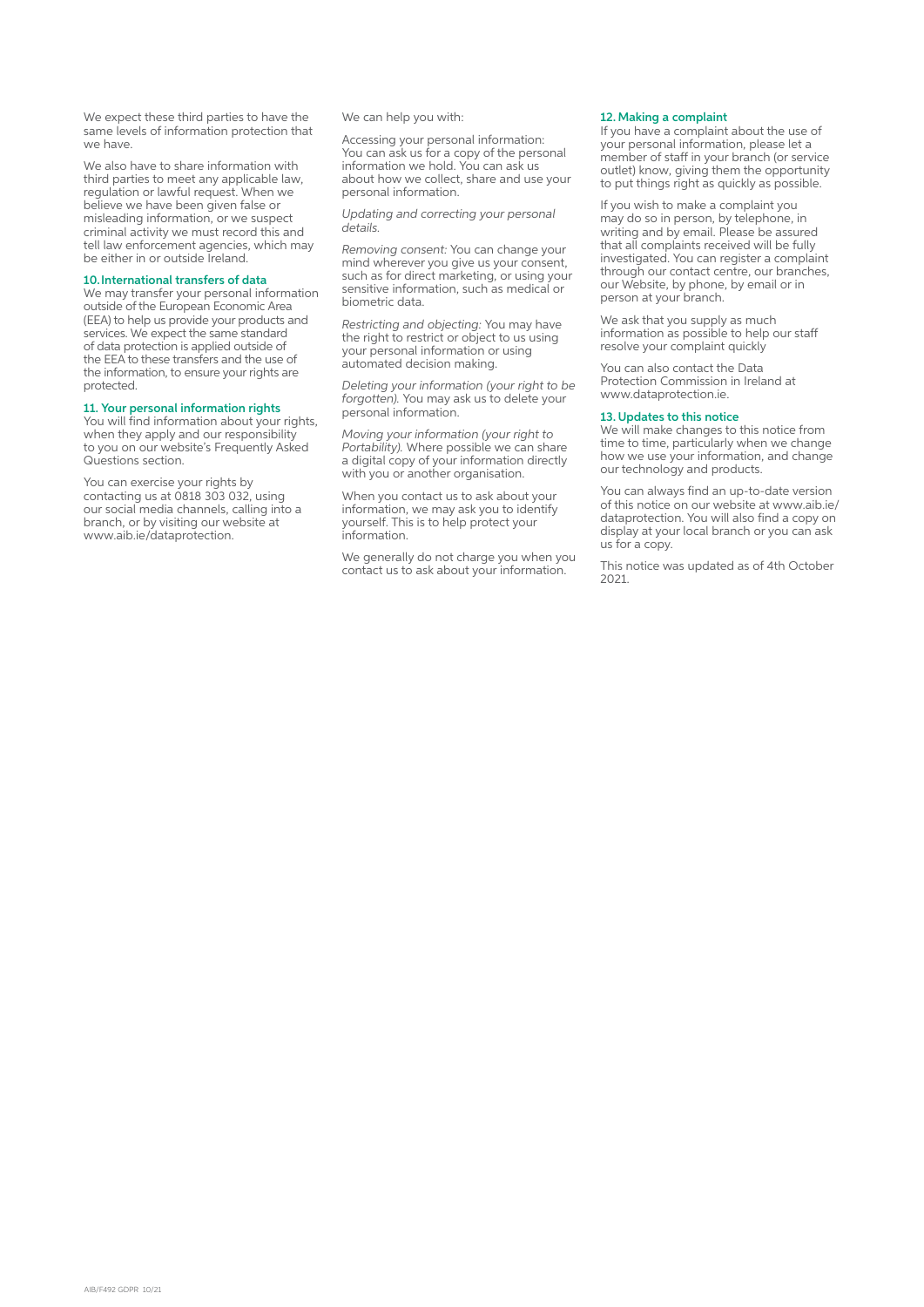We expect these third parties to have the same levels of information protection that we have.

We also have to share information with third parties to meet any applicable law, regulation or lawful request. When we believe we have been given false or misleading information, or we suspect criminal activity we must record this and tell law enforcement agencies, which may be either in or outside Ireland.

## 10. International transfers of data

We may transfer your personal information outside of the European Economic Area (EEA) to help us provide your products and services. We expect the same standard of data protection is applied outside of the EEA to these transfers and the use of the information, to ensure your rights are protected.

## 11. Your personal information rights

You will find information about your rights, when they apply and our responsibility to you on our website's Frequently Asked Questions section.

You can exercise your rights by contacting us at 0818 303 032, using our social media channels, calling into a branch, or by visiting our website at www.aib.ie/dataprotection.

We can help you with:

Accessing your personal information: You can ask us for a copy of the personal information we hold. You can ask us about how we collect, share and use your personal information.

*Updating and correcting your personal details.*

*Removing consent:* You can change your mind wherever you give us your consent, such as for direct marketing, or using your sensitive information, such as medical or biometric data.

*Restricting and objecting:* You may have the right to restrict or object to us using your personal information or using automated decision making.

*Deleting your information (your right to be forgotten).* You may ask us to delete your personal information.

*Moving your information (your right to Portability).* Where possible we can share a digital copy of your information directly with you or another organisation.

When you contact us to ask about your information, we may ask you to identify yourself. This is to help protect your information.

We generally do not charge you when you contact us to ask about your information.

## 12. Making a complaint

If you have a complaint about the use of your personal information, please let a member of staff in your branch (or service outlet) know, giving them the opportunity to put things right as quickly as possible.

If you wish to make a complaint you may do so in person, by telephone, in writing and by email. Please be assured that all complaints received will be fully investigated. You can register a complaint through our contact centre, our branches, our Website, by phone, by email or in person at your branch.

We ask that you supply as much information as possible to help our staff resolve your complaint quickly

You can also contact the Data Protection Commission in Ireland at www.dataprotection.ie.

## 13. Updates to this notice

We will make changes to this notice from time to time, particularly when we change how we use your information, and change our technology and products.

You can always find an up-to-date version of this notice on our website at www.aib.ie/dataprotection. You will also find a copy on display at your local branch or you can ask us for a copy.

This notice was updated as of 4th October 2021.

AIB/F492 GDPR 10/21